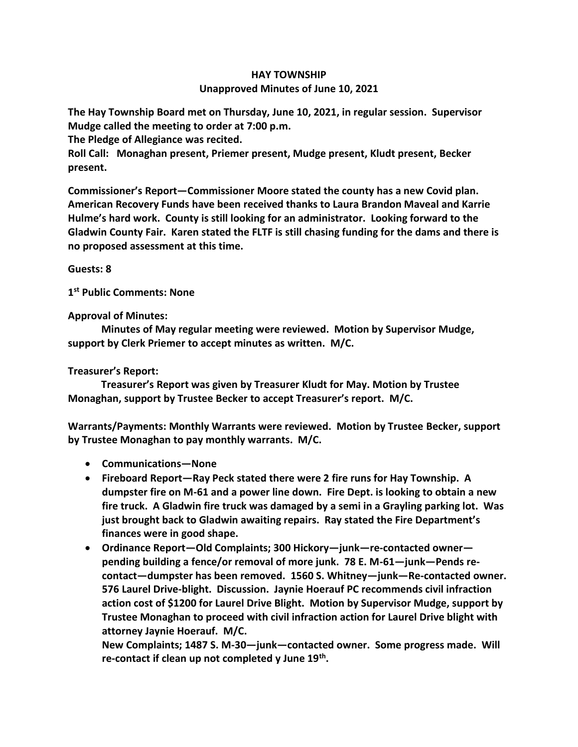# HAY TOWNSHIP
## Unapproved Minutes of June 10, 2021

**The Hay Township Board met on Thursday, June 10, 2021, in regular session. Supervisor Mudge called the meeting to order at 7:00 p.m.**

**The Pledge of Allegiance was recited.**

**Roll Call: Monaghan present, Priemer present, Mudge present, Kludt present, Becker present.**

**Commissioner's Report—Commissioner Moore stated the county has a new Covid plan. American Recovery Funds have been received thanks to Laura Brandon Maveal and Karrie Hulme's hard work. County is still looking for an administrator. Looking forward to the Gladwin County Fair. Karen stated the FLTF is still chasing funding for the dams and there is no proposed assessment at this time.**

**Guests: 8**

**1st Public Comments: None**

**Approval of Minutes:**

**Minutes of May regular meeting were reviewed. Motion by Supervisor Mudge, support by Clerk Priemer to accept minutes as written. M/C.**

**Treasurer's Report:**

**Treasurer's Report was given by Treasurer Kludt for May. Motion by Trustee Monaghan, support by Trustee Becker to accept Treasurer's report. M/C.**

**Warrants/Payments: Monthly Warrants were reviewed. Motion by Trustee Becker, support by Trustee Monaghan to pay monthly warrants. M/C.**

- **Communications—None**
- **Fireboard Report—Ray Peck stated there were 2 fire runs for Hay Township. A dumpster fire on M-61 and a power line down. Fire Dept. is looking to obtain a new fire truck. A Gladwin fire truck was damaged by a semi in a Grayling parking lot. Was just brought back to Gladwin awaiting repairs. Ray stated the Fire Department's finances were in good shape.**
- **Ordinance Report—Old Complaints; 300 Hickory—junk—re-contacted owner—pending building a fence/or removal of more junk. 78 E. M-61—junk—Pends re-contact—dumpster has been removed. 1560 S. Whitney—junk—Re-contacted owner. 576 Laurel Drive-blight. Discussion. Jaynie Hoerauf PC recommends civil infraction action cost of $1200 for Laurel Drive Blight. Motion by Supervisor Mudge, support by Trustee Monaghan to proceed with civil infraction action for Laurel Drive blight with attorney Jaynie Hoerauf. M/C.**

  **New Complaints; 1487 S. M-30—junk—contacted owner. Some progress made. Will re-contact if clean up not completed y June 19th.**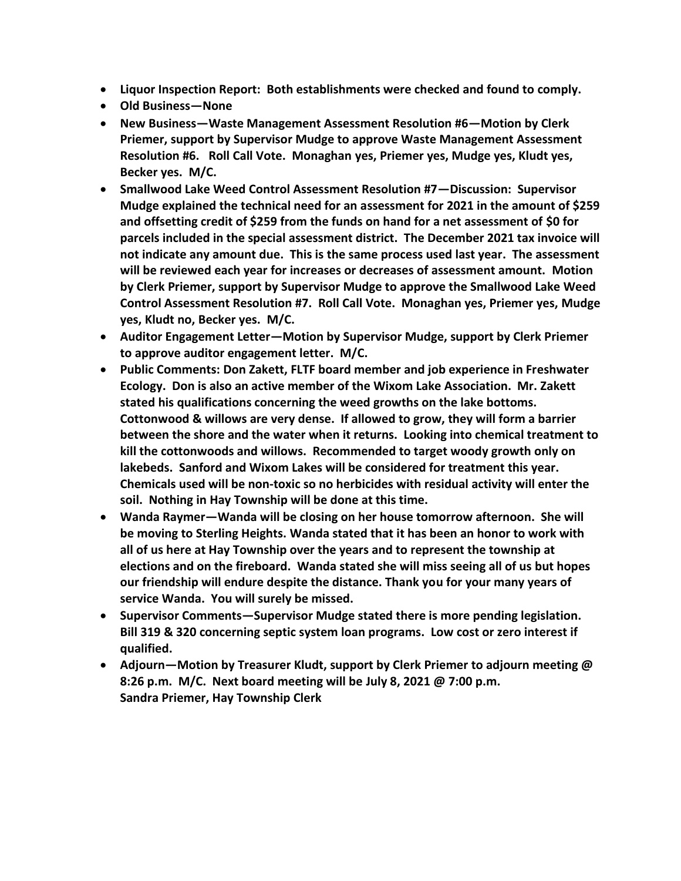- **Liquor Inspection Report: Both establishments were checked and found to comply.**
- **Old Business—None**
- **New Business—Waste Management Assessment Resolution #6—Motion by Clerk Priemer, support by Supervisor Mudge to approve Waste Management Assessment Resolution #6. Roll Call Vote. Monaghan yes, Priemer yes, Mudge yes, Kludt yes, Becker yes. M/C.**
- **Smallwood Lake Weed Control Assessment Resolution #7—Discussion: Supervisor Mudge explained the technical need for an assessment for 2021 in the amount of $259 and offsetting credit of $259 from the funds on hand for a net assessment of $0 for parcels included in the special assessment district. The December 2021 tax invoice will not indicate any amount due. This is the same process used last year. The assessment will be reviewed each year for increases or decreases of assessment amount. Motion by Clerk Priemer, support by Supervisor Mudge to approve the Smallwood Lake Weed Control Assessment Resolution #7. Roll Call Vote. Monaghan yes, Priemer yes, Mudge yes, Kludt no, Becker yes. M/C.**
- **Auditor Engagement Letter—Motion by Supervisor Mudge, support by Clerk Priemer to approve auditor engagement letter. M/C.**
- **Public Comments: Don Zakett, FLTF board member and job experience in Freshwater Ecology. Don is also an active member of the Wixom Lake Association. Mr. Zakett stated his qualifications concerning the weed growths on the lake bottoms. Cottonwood & willows are very dense. If allowed to grow, they will form a barrier between the shore and the water when it returns. Looking into chemical treatment to kill the cottonwoods and willows. Recommended to target woody growth only on lakebeds. Sanford and Wixom Lakes will be considered for treatment this year. Chemicals used will be non-toxic so no herbicides with residual activity will enter the soil. Nothing in Hay Township will be done at this time.**
- **Wanda Raymer—Wanda will be closing on her house tomorrow afternoon. She will be moving to Sterling Heights. Wanda stated that it has been an honor to work with all of us here at Hay Township over the years and to represent the township at elections and on the fireboard. Wanda stated she will miss seeing all of us but hopes our friendship will endure despite the distance. Thank you for your many years of service Wanda. You will surely be missed.**
- **Supervisor Comments—Supervisor Mudge stated there is more pending legislation. Bill 319 & 320 concerning septic system loan programs. Low cost or zero interest if qualified.**
- **Adjourn—Motion by Treasurer Kludt, support by Clerk Priemer to adjourn meeting @ 8:26 p.m. M/C. Next board meeting will be July 8, 2021 @ 7:00 p.m.**
  **Sandra Priemer, Hay Township Clerk**